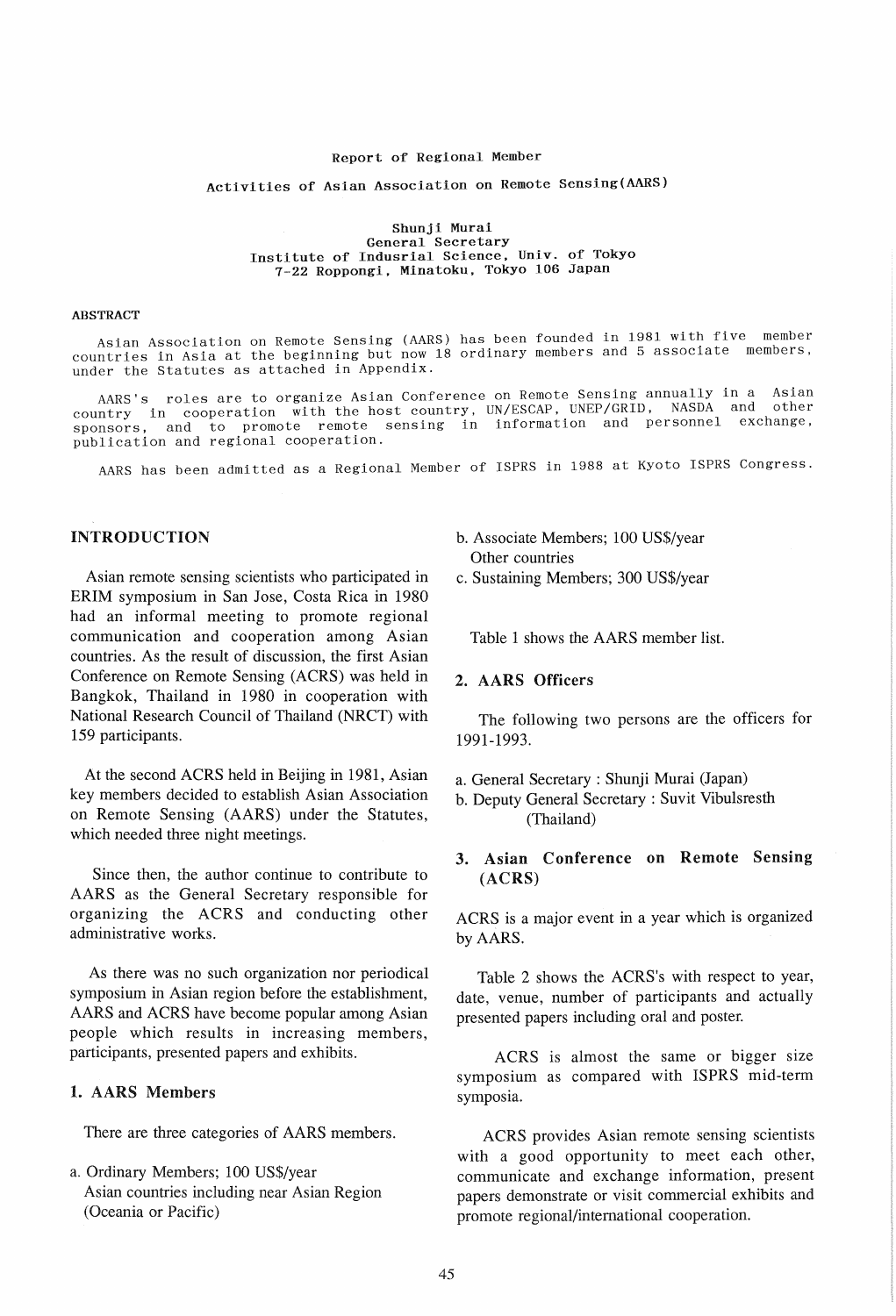Report of Regional Member

# Activities of Asian Association on Remote Sensing(AARS)

Shunji Murai
General Secretary
Institute of Indusrial Science, Univ. of Tokyo
7-22 Roppongi, Minatoku, Tokyo 106 Japan

## ABSTRACT

Asian Association on Remote Sensing (AARS) has been founded in 1981 with five member countries in Asia at the beginning but now 18 ordinary members and 5 associate members, under the Statutes as attached in Appendix.

AARS's roles are to organize Asian Conference on Remote Sensing annually in a Asian country in cooperation with the host country, UN/ESCAP, UNEP/GRID, NASDA and other sponsors, and to promote remote sensing in information and personnel exchange, publication and regional cooperation.

AARS has been admitted as a Regional Member of ISPRS in 1988 at Kyoto ISPRS Congress.

## INTRODUCTION

Asian remote sensing scientists who participated in ERIM symposium in San Jose, Costa Rica in 1980 had an informal meeting to promote regional communication and cooperation among Asian countries. As the result of discussion, the first Asian Conference on Remote Sensing (ACRS) was held in Bangkok, Thailand in 1980 in cooperation with National Research Council of Thailand (NRCT) with 159 participants.

At the second ACRS held in Beijing in 1981, Asian key members decided to establish Asian Association on Remote Sensing (AARS) under the Statutes, which needed three night meetings.

Since then, the author continue to contribute to AARS as the General Secretary responsible for organizing the ACRS and conducting other administrative works.

As there was no such organization nor periodical symposium in Asian region before the establishment, AARS and ACRS have become popular among Asian people which results in increasing members, participants, presented papers and exhibits.

## 1. AARS Members

There are three categories of AARS members.

a. Ordinary Members; 100 US$/year
Asian countries including near Asian Region (Oceania or Pacific)

b. Associate Members; 100 US$/year
Other countries

c. Sustaining Members; 300 US$/year

Table 1 shows the AARS member list.

## 2. AARS Officers

The following two persons are the officers for 1991-1993.

a. General Secretary : Shunji Murai (Japan)

b. Deputy General Secretary : Suvit Vibulsresth (Thailand)

## 3. Asian Conference on Remote Sensing (ACRS)

ACRS is a major event in a year which is organized by AARS.

Table 2 shows the ACRS's with respect to year, date, venue, number of participants and actually presented papers including oral and poster.

ACRS is almost the same or bigger size symposium as compared with ISPRS mid-term symposia.

ACRS provides Asian remote sensing scientists with a good opportunity to meet each other, communicate and exchange information, present papers demonstrate or visit commercial exhibits and promote regional/international cooperation.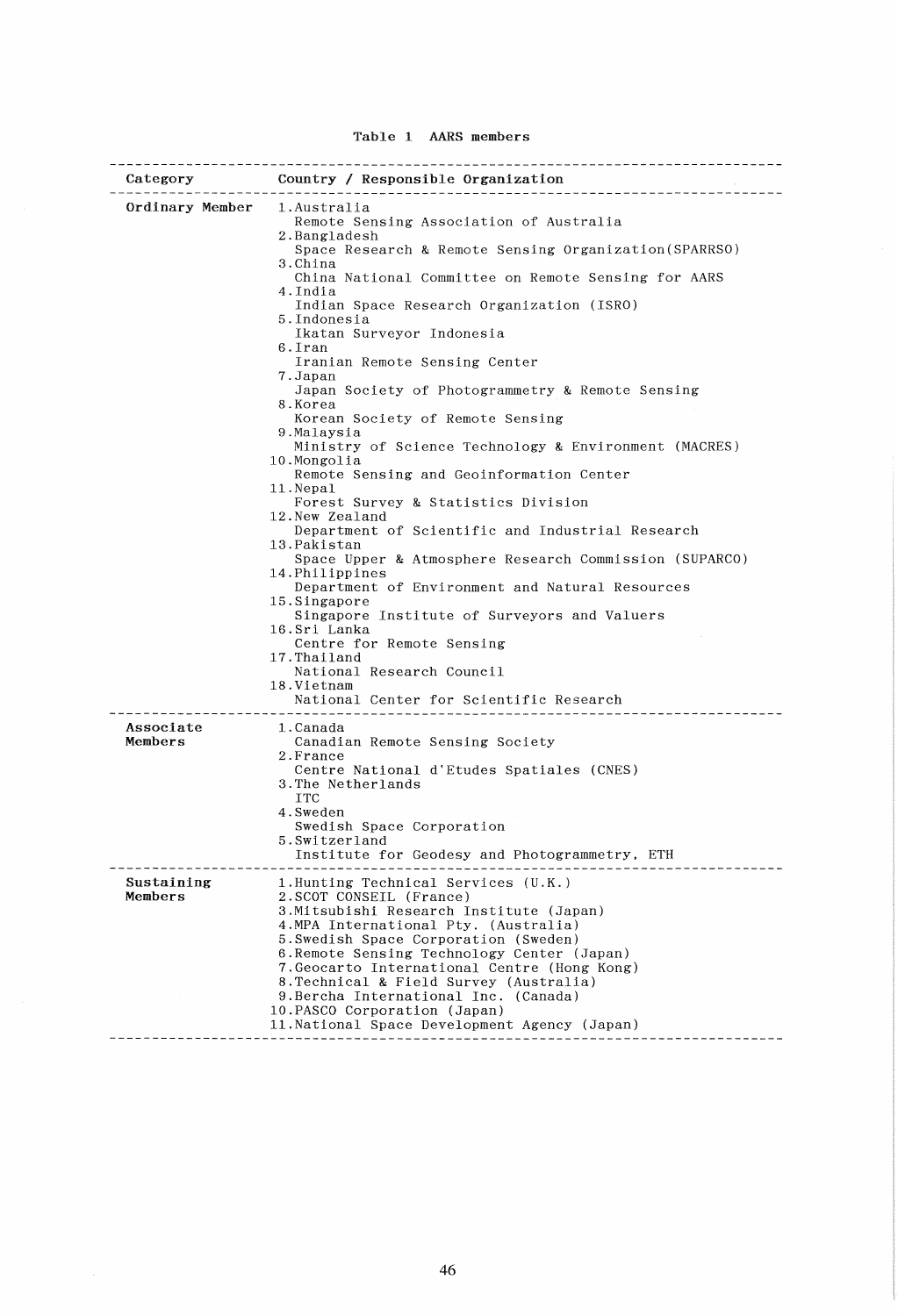Table 1 AARS members

| Category | Country / Responsible Organization |
| --- | --- |
| Ordinary Member | 1.Australia<br>Remote Sensing Association of Australia<br>2.Bangladesh<br>Space Research & Remote Sensing Organization(SPARRSO)<br>3.China<br>China National Committee on Remote Sensing for AARS<br>4.India<br>Indian Space Research Organization (ISRO)<br>5.Indonesia<br>Ikatan Surveyor Indonesia<br>6.Iran<br>Iranian Remote Sensing Center<br>7.Japan<br>Japan Society of Photogrammetry & Remote Sensing<br>8.Korea<br>Korean Society of Remote Sensing<br>9.Malaysia<br>Ministry of Science Technology & Environment (MACRES)<br>10.Mongolia<br>Remote Sensing and Geoinformation Center<br>11.Nepal<br>Forest Survey & Statistics Division<br>12.New Zealand<br>Department of Scientific and Industrial Research<br>13.Pakistan<br>Space Upper & Atmosphere Research Commission (SUPARCO)<br>14.Philippines<br>Department of Environment and Natural Resources<br>15.Singapore<br>Singapore Institute of Surveyors and Valuers<br>16.Sri Lanka<br>Centre for Remote Sensing<br>17.Thailand<br>National Research Council<br>18.Vietnam<br>National Center for Scientific Research |
| Associate Members | 1.Canada<br>Canadian Remote Sensing Society<br>2.France<br>Centre National d'Etudes Spatiales (CNES)<br>3.The Netherlands<br>ITC<br>4.Sweden<br>Swedish Space Corporation<br>5.Switzerland<br>Institute for Geodesy and Photogrammetry, ETH |
| Sustaining Members | 1.Hunting Technical Services (U.K.)<br>2.SCOT CONSEIL (France)<br>3.Mitsubishi Research Institute (Japan)<br>4.MPA International Pty. (Australia)<br>5.Swedish Space Corporation (Sweden)<br>6.Remote Sensing Technology Center (Japan)<br>7.Geocarto International Centre (Hong Kong)<br>8.Technical & Field Survey (Australia)<br>9.Bercha International Inc. (Canada)<br>10.PASCO Corporation (Japan)<br>11.National Space Development Agency (Japan) |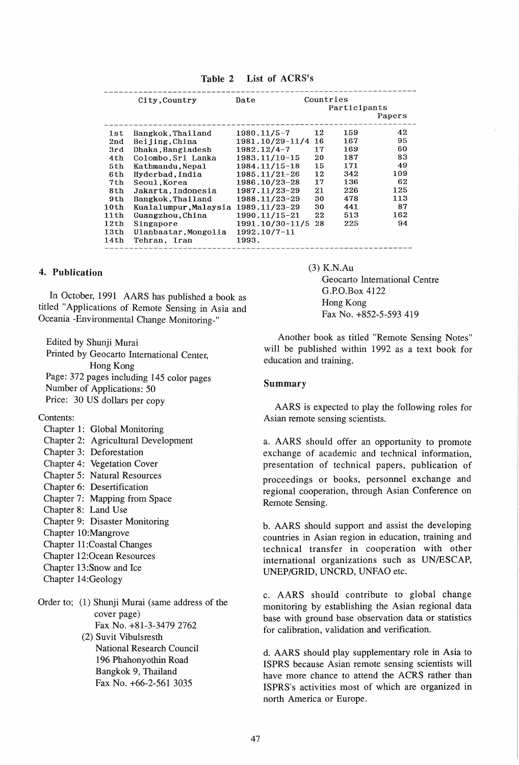Table 2 List of ACRS's

| | City, Country | Date | Countries | Participants | Papers |
|---|---|---|---|---|---|
| 1st | Bangkok, Thailand | 1980.11/5-7 | 12 | 159 | 42 |
| 2nd | Beijing, China | 1981.10/29-11/4 | 16 | 167 | 95 |
| 3rd | Dhaka, Bangladesh | 1982.12/4-7 | 17 | 169 | 60 |
| 4th | Colombo, Sri Lanka | 1983.11/10-15 | 20 | 187 | 83 |
| 5th | Kathmandu, Nepal | 1984.11/15-18 | 15 | 171 | 49 |
| 6th | Hyderbad, India | 1985.11/21-26 | 12 | 342 | 109 |
| 7th | Seoul, Korea | 1986.10/23-28 | 17 | 136 | 62 |
| 8th | Jakarta, Indonesia | 1987.11/23-29 | 21 | 226 | 125 |
| 9th | Bangkok, Thailand | 1988.11/23-29 | 30 | 478 | 113 |
| 10th | Kualalumpur, Malaysia | 1989.11/23-29 | 30 | 441 | 87 |
| 11th | Guangzhou, China | 1990.11/15-21 | 22 | 513 | 162 |
| 12th | Singapore | 1991.10/30-11/5 | 28 | 225 | 94 |
| 13th | Ulanbaatar, Mongolia | 1992.10/7-11 | | | |
| 14th | Tehran, Iran | 1993. | | | |

## 4. Publication

In October, 1991 AARS has published a book as titled "Applications of Remote Sensing in Asia and Oceania -Environmental Change Monitoring-"

Edited by Shunji Murai
Printed by Geocarto International Center, Hong Kong
Page: 372 pages including 145 color pages
Number of Applications: 50
Price: 30 US dollars per copy

Contents:

- Chapter 1: Global Monitoring
- Chapter 2: Agricultural Development
- Chapter 3: Deforestation
- Chapter 4: Vegetation Cover
- Chapter 5: Natural Resources
- Chapter 6: Desertification
- Chapter 7: Mapping from Space
- Chapter 8: Land Use
- Chapter 9: Disaster Monitoring
- Chapter 10: Mangrove
- Chapter 11: Coastal Changes
- Chapter 12: Ocean Resources
- Chapter 13: Snow and Ice
- Chapter 14: Geology

Order to; (1) Shunji Murai (same address of the cover page)
Fax No. +81-3-3479 2762

(2) Suvit Vibulsresth
National Research Council
196 Phahonyothin Road
Bangkok 9, Thailand
Fax No. +66-2-561 3035

(3) K.N.Au
Geocarto International Centre
G.P.O.Box 4122
Hong Kong
Fax No. +852-5-593 419

Another book as titled "Remote Sensing Notes" will be published within 1992 as a text book for education and training.

### Summary

AARS is expected to play the following roles for Asian remote sensing scientists.

a. AARS should offer an opportunity to promote exchange of academic and technical information, presentation of technical papers, publication of proceedings or books, personnel exchange and regional cooperation, through Asian Conference on Remote Sensing.

b. AARS should support and assist the developing countries in Asian region in education, training and technical transfer in cooperation with other international organizations such as UN/ESCAP, UNEP/GRID, UNCRD, UNFAO etc.

c. AARS should contribute to global change monitoring by establishing the Asian regional data base with ground base observation data or statistics for calibration, validation and verification.

d. AARS should play supplementary role in Asia to ISPRS because Asian remote sensing scientists will have more chance to attend the ACRS rather than ISPRS's activities most of which are organized in north America or Europe.